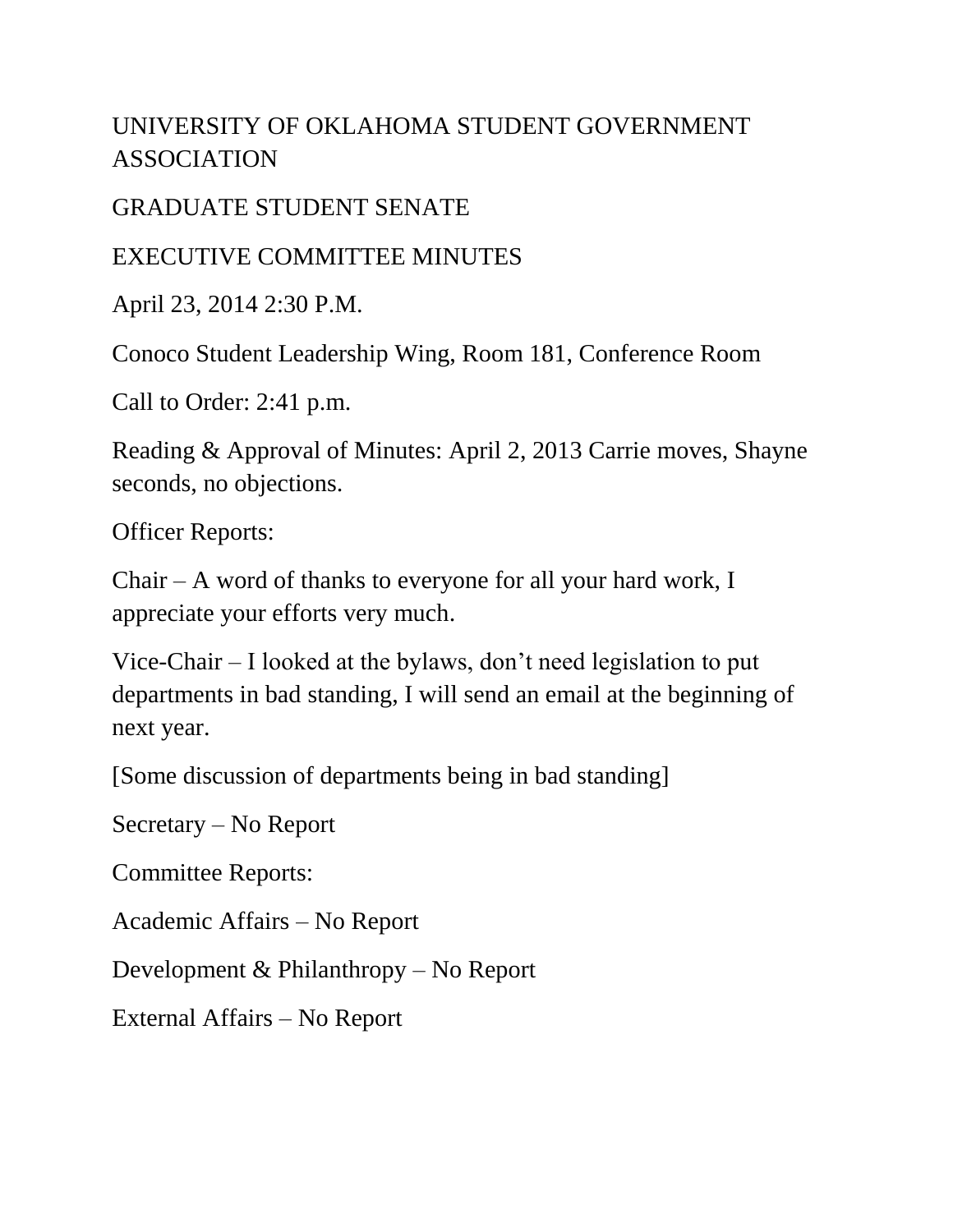# UNIVERSITY OF OKLAHOMA STUDENT GOVERNMENT ASSOCIATION

## GRADUATE STUDENT SENATE

## EXECUTIVE COMMITTEE MINUTES

April 23, 2014 2:30 P.M.

Conoco Student Leadership Wing, Room 181, Conference Room

Call to Order: 2:41 p.m.

Reading & Approval of Minutes: April 2, 2013 Carrie moves, Shayne seconds, no objections.

Officer Reports:

Chair – A word of thanks to everyone for all your hard work, I appreciate your efforts very much.

Vice-Chair – I looked at the bylaws, don't need legislation to put departments in bad standing, I will send an email at the beginning of next year.

[Some discussion of departments being in bad standing]

Secretary – No Report

Committee Reports:

Academic Affairs – No Report

Development & Philanthropy – No Report

External Affairs – No Report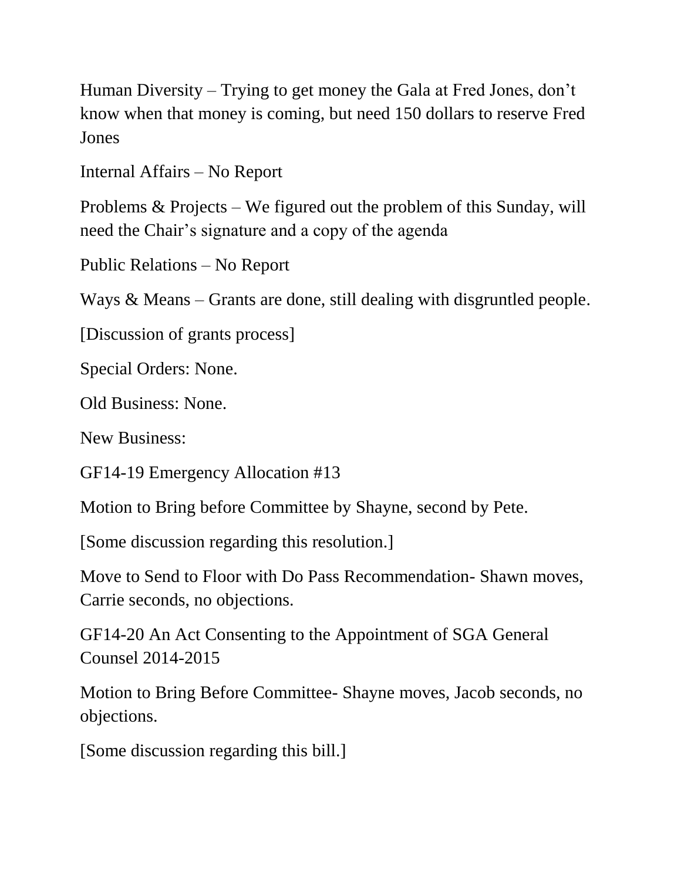Human Diversity – Trying to get money the Gala at Fred Jones, don't know when that money is coming, but need 150 dollars to reserve Fred Jones

Internal Affairs – No Report

Problems & Projects – We figured out the problem of this Sunday, will need the Chair's signature and a copy of the agenda

Public Relations – No Report

Ways & Means – Grants are done, still dealing with disgruntled people.

[Discussion of grants process]

Special Orders: None.

Old Business: None.

New Business:

GF14-19 Emergency Allocation #13

Motion to Bring before Committee by Shayne, second by Pete.

[Some discussion regarding this resolution.]

Move to Send to Floor with Do Pass Recommendation- Shawn moves, Carrie seconds, no objections.

GF14-20 An Act Consenting to the Appointment of SGA General Counsel 2014-2015

Motion to Bring Before Committee- Shayne moves, Jacob seconds, no objections.

[Some discussion regarding this bill.]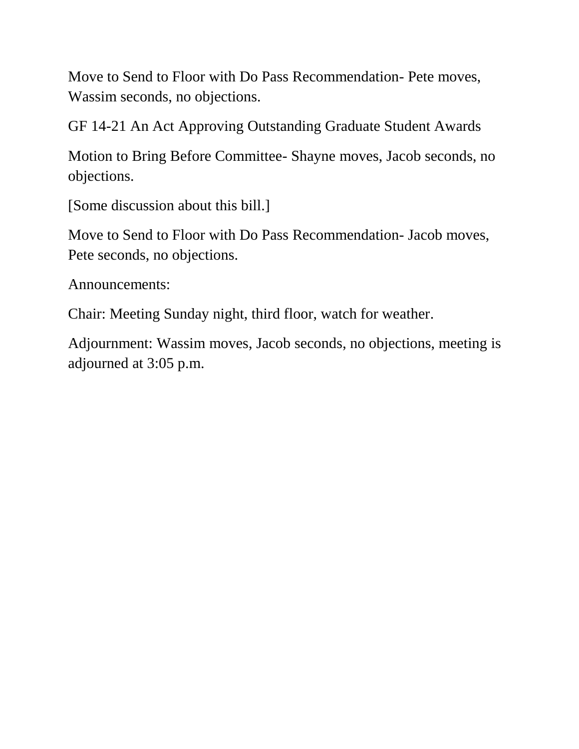Move to Send to Floor with Do Pass Recommendation- Pete moves, Wassim seconds, no objections.

GF 14-21 An Act Approving Outstanding Graduate Student Awards

Motion to Bring Before Committee- Shayne moves, Jacob seconds, no objections.

[Some discussion about this bill.]

Move to Send to Floor with Do Pass Recommendation- Jacob moves, Pete seconds, no objections.

Announcements:

Chair: Meeting Sunday night, third floor, watch for weather.

Adjournment: Wassim moves, Jacob seconds, no objections, meeting is adjourned at 3:05 p.m.